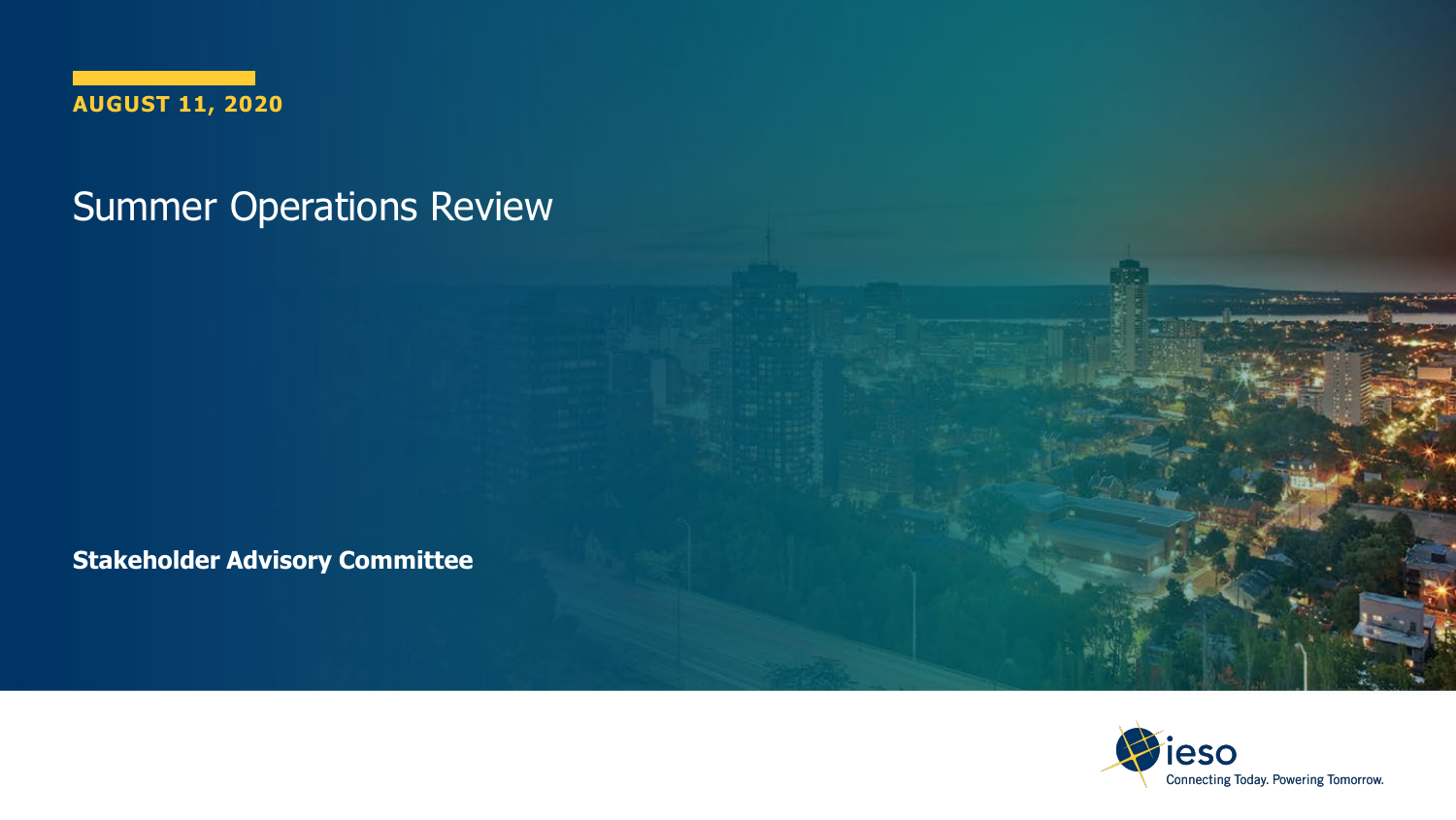**AUGUST 11, 2020**

# Summer Operations Review

**Stakeholder Advisory Committee**

ieso

Connecting Today. Powering Tomorrow.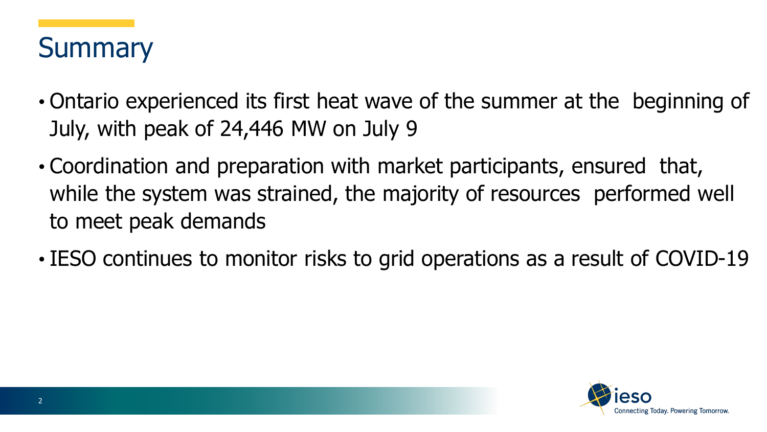# Summary

- Ontario experienced its first heat wave of the summer at the beginning of July, with peak of 24,446 MW on July 9
- Coordination and preparation with market participants, ensured that, while the system was strained, the majority of resources performed well to meet peak demands
- IESO continues to monitor risks to grid operations as a result of COVID-19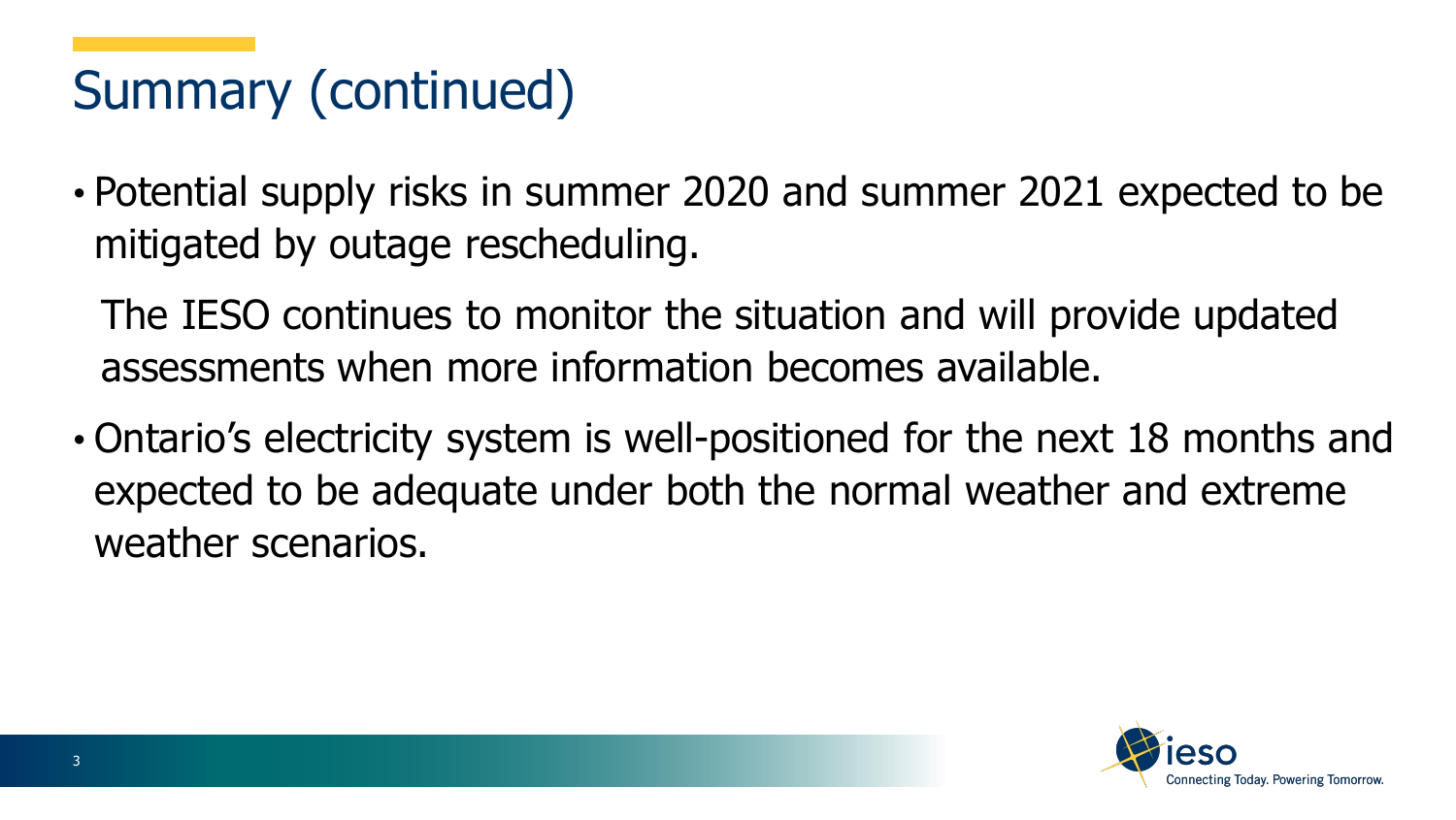# Summary (continued)

- Potential supply risks in summer 2020 and summer 2021 expected to be mitigated by outage rescheduling.

  The IESO continues to monitor the situation and will provide updated assessments when more information becomes available.

- Ontario's electricity system is well-positioned for the next 18 months and expected to be adequate under both the normal weather and extreme weather scenarios.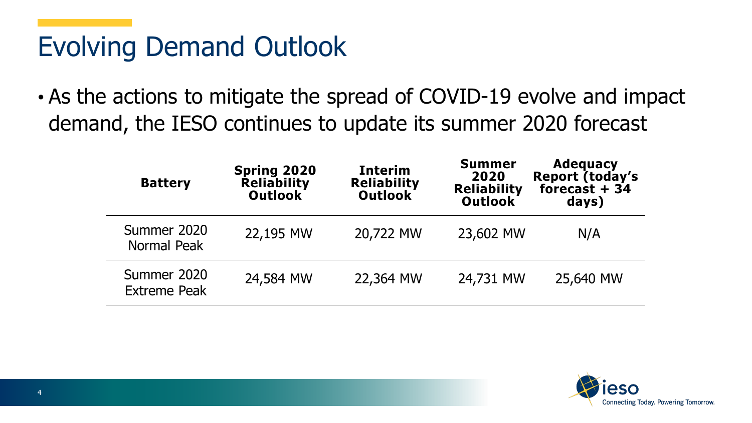# Evolving Demand Outlook

- As the actions to mitigate the spread of COVID-19 evolve and impact demand, the IESO continues to update its summer 2020 forecast

| Battery | Spring 2020 Reliability Outlook | Interim Reliability Outlook | Summer 2020 Reliability Outlook | Adequacy Report (today's forecast + 34 days) |
| --- | --- | --- | --- | --- |
| Summer 2020 Normal Peak | 22,195 MW | 20,722 MW | 23,602 MW | N/A |
| Summer 2020 Extreme Peak | 24,584 MW | 22,364 MW | 24,731 MW | 25,640 MW |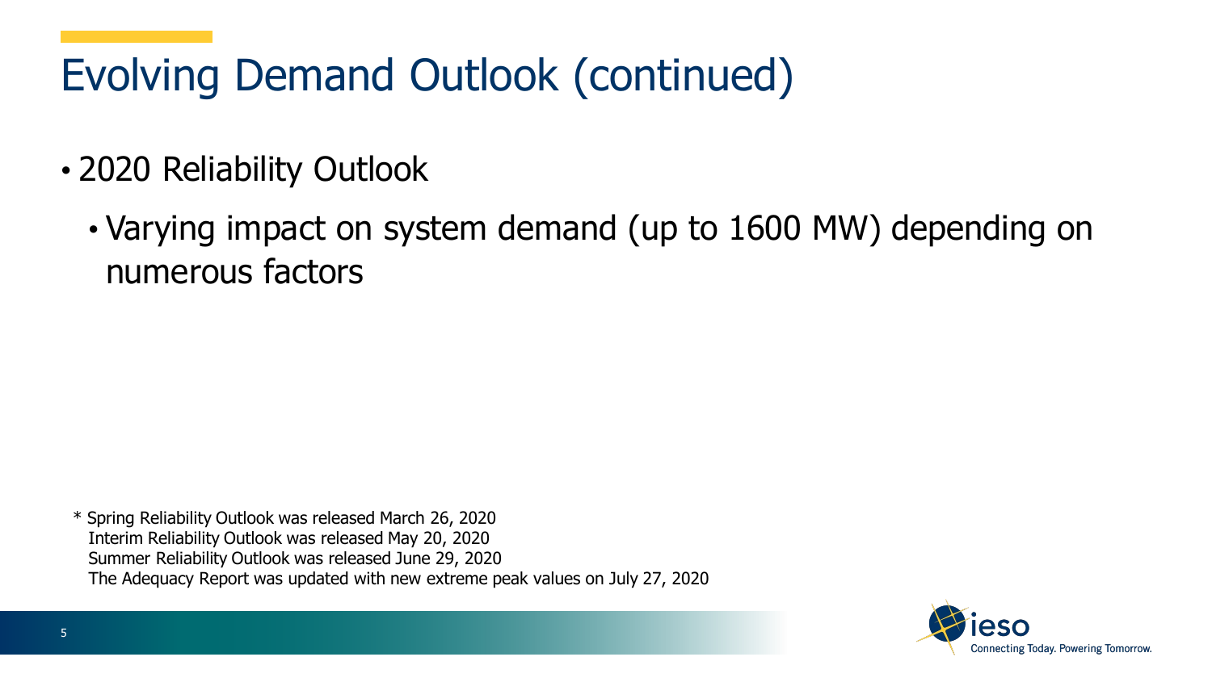# Evolving Demand Outlook (continued)

- 2020 Reliability Outlook
  - Varying impact on system demand (up to 1600 MW) depending on numerous factors

\* Spring Reliability Outlook was released March 26, 2020
Interim Reliability Outlook was released May 20, 2020
Summer Reliability Outlook was released June 29, 2020
The Adequacy Report was updated with new extreme peak values on July 27, 2020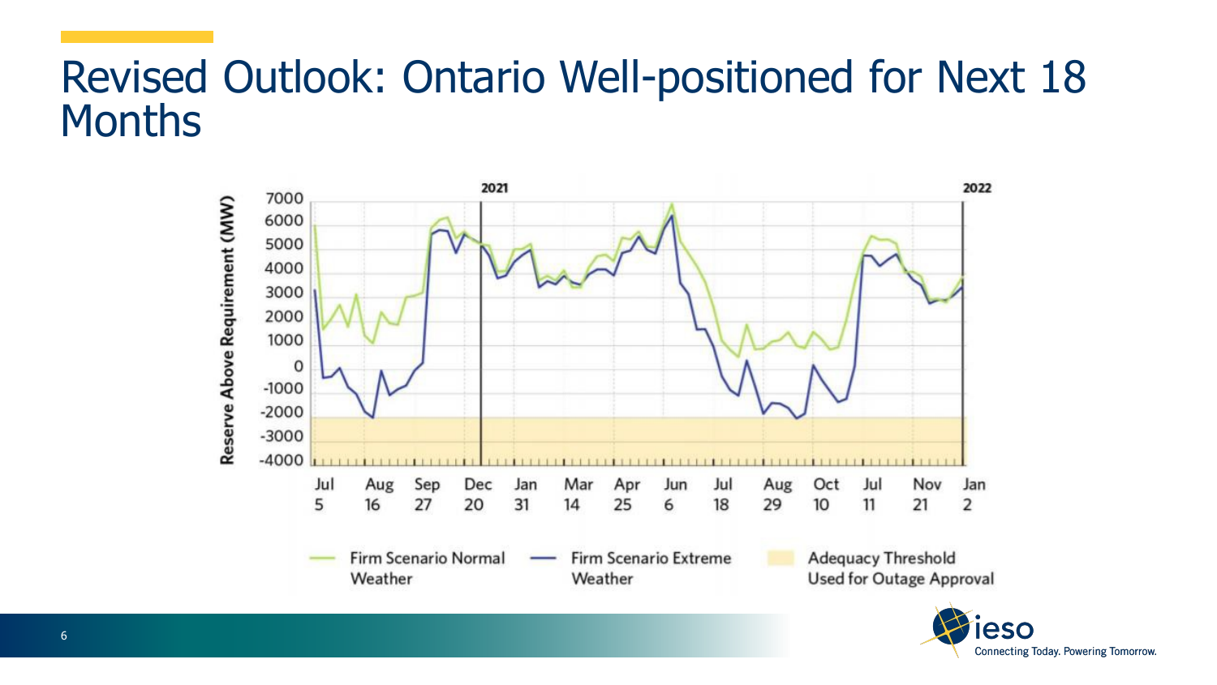# Revised Outlook: Ontario Well-positioned for Next 18 Months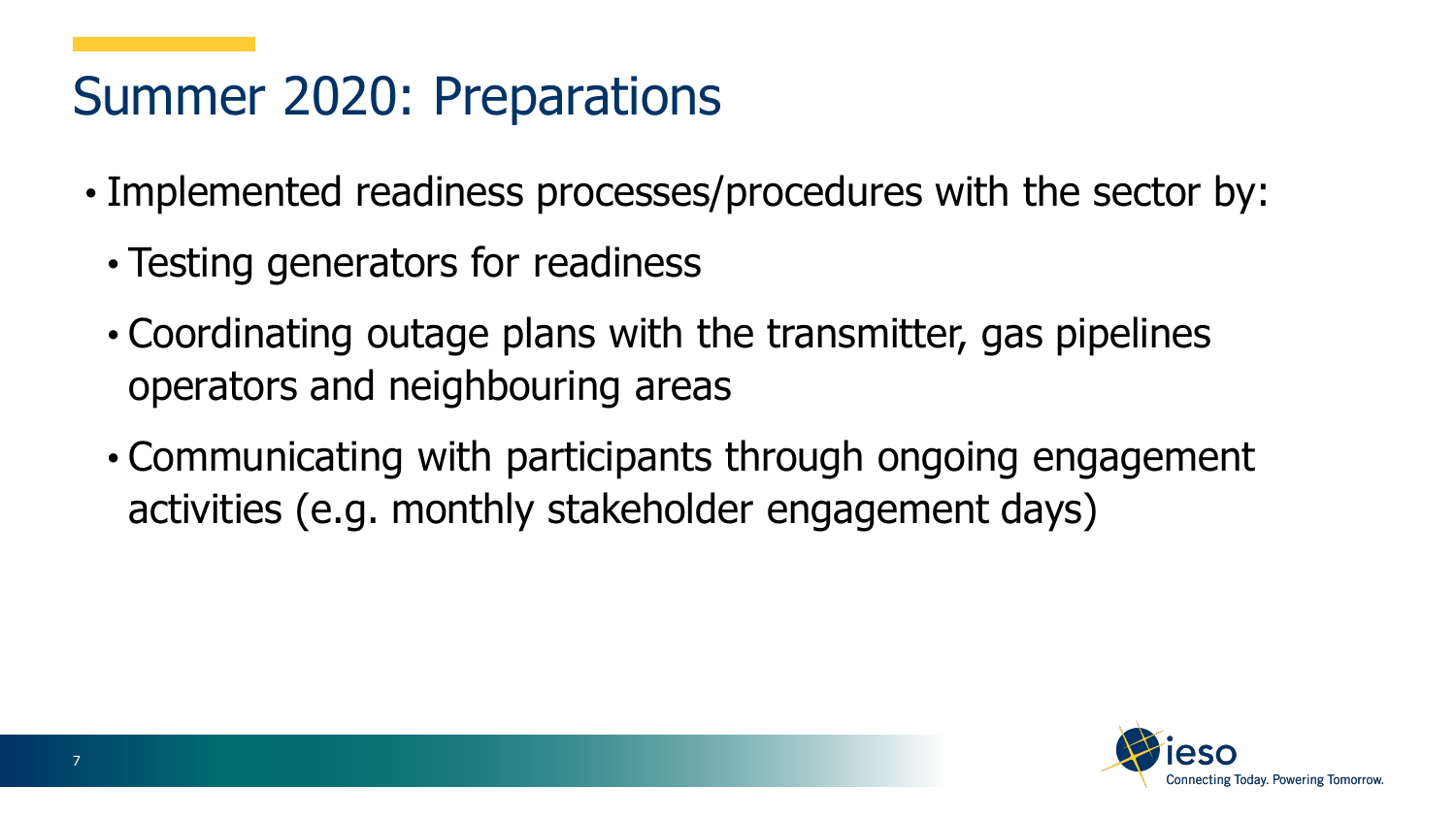# Summer 2020: Preparations

- Implemented readiness processes/procedures with the sector by:
  - Testing generators for readiness
  - Coordinating outage plans with the transmitter, gas pipelines operators and neighbouring areas
  - Communicating with participants through ongoing engagement activities (e.g. monthly stakeholder engagement days)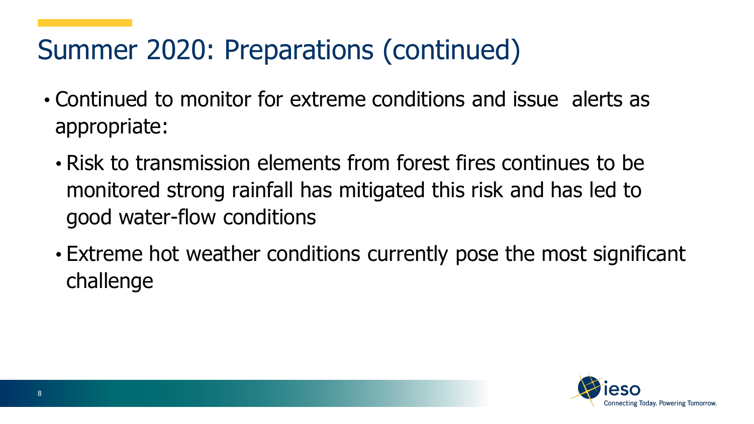# Summer 2020: Preparations (continued)

- Continued to monitor for extreme conditions and issue alerts as appropriate:
  - Risk to transmission elements from forest fires continues to be monitored strong rainfall has mitigated this risk and has led to good water-flow conditions
  - Extreme hot weather conditions currently pose the most significant challenge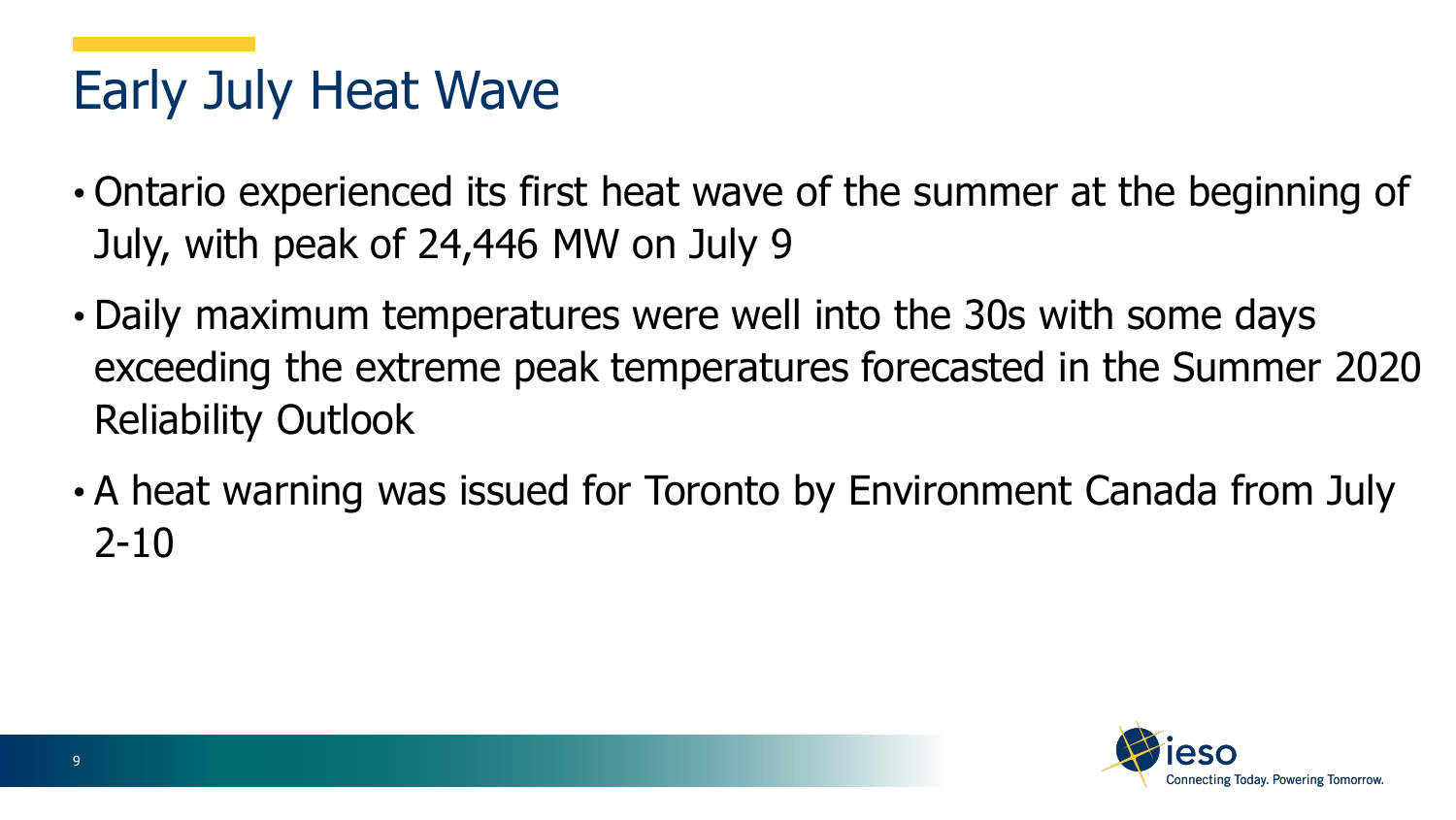# Early July Heat Wave

- Ontario experienced its first heat wave of the summer at the beginning of July, with peak of 24,446 MW on July 9
- Daily maximum temperatures were well into the 30s with some days exceeding the extreme peak temperatures forecasted in the Summer 2020 Reliability Outlook
- A heat warning was issued for Toronto by Environment Canada from July 2-10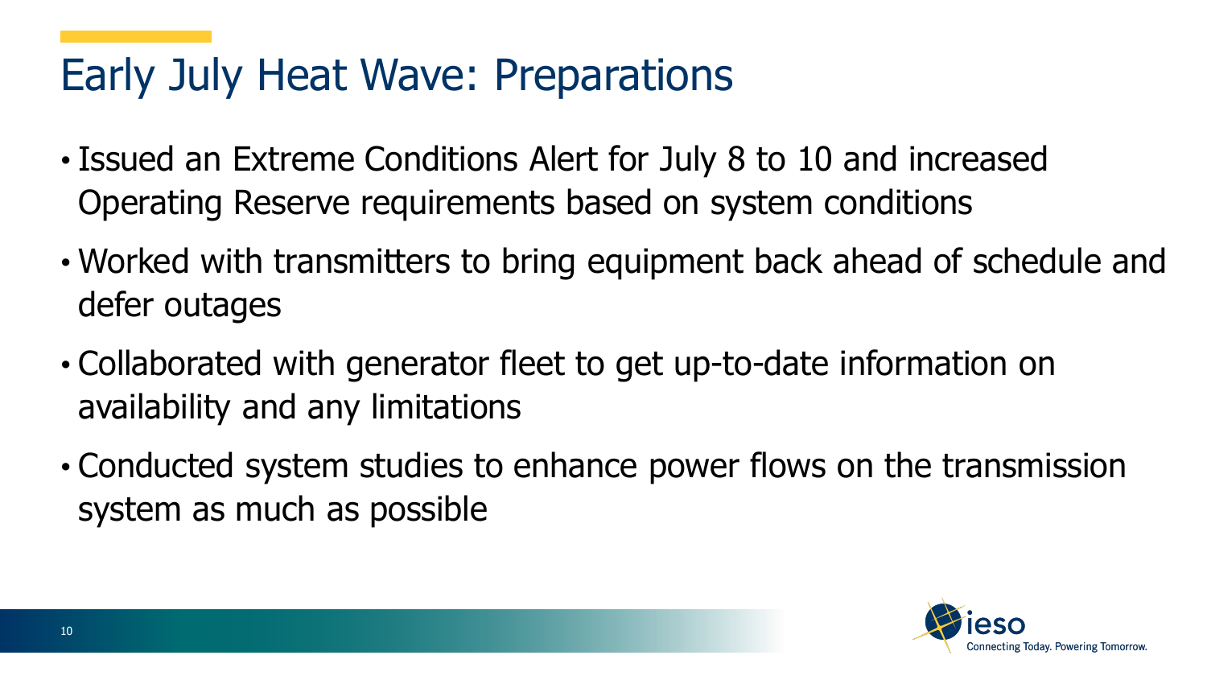# Early July Heat Wave: Preparations

- Issued an Extreme Conditions Alert for July 8 to 10 and increased Operating Reserve requirements based on system conditions
- Worked with transmitters to bring equipment back ahead of schedule and defer outages
- Collaborated with generator fleet to get up-to-date information on availability and any limitations
- Conducted system studies to enhance power flows on the transmission system as much as possible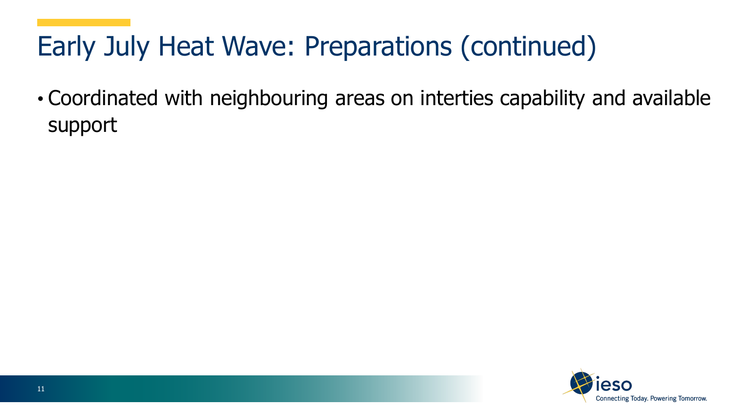# Early July Heat Wave: Preparations (continued)

- Coordinated with neighbouring areas on interties capability and available support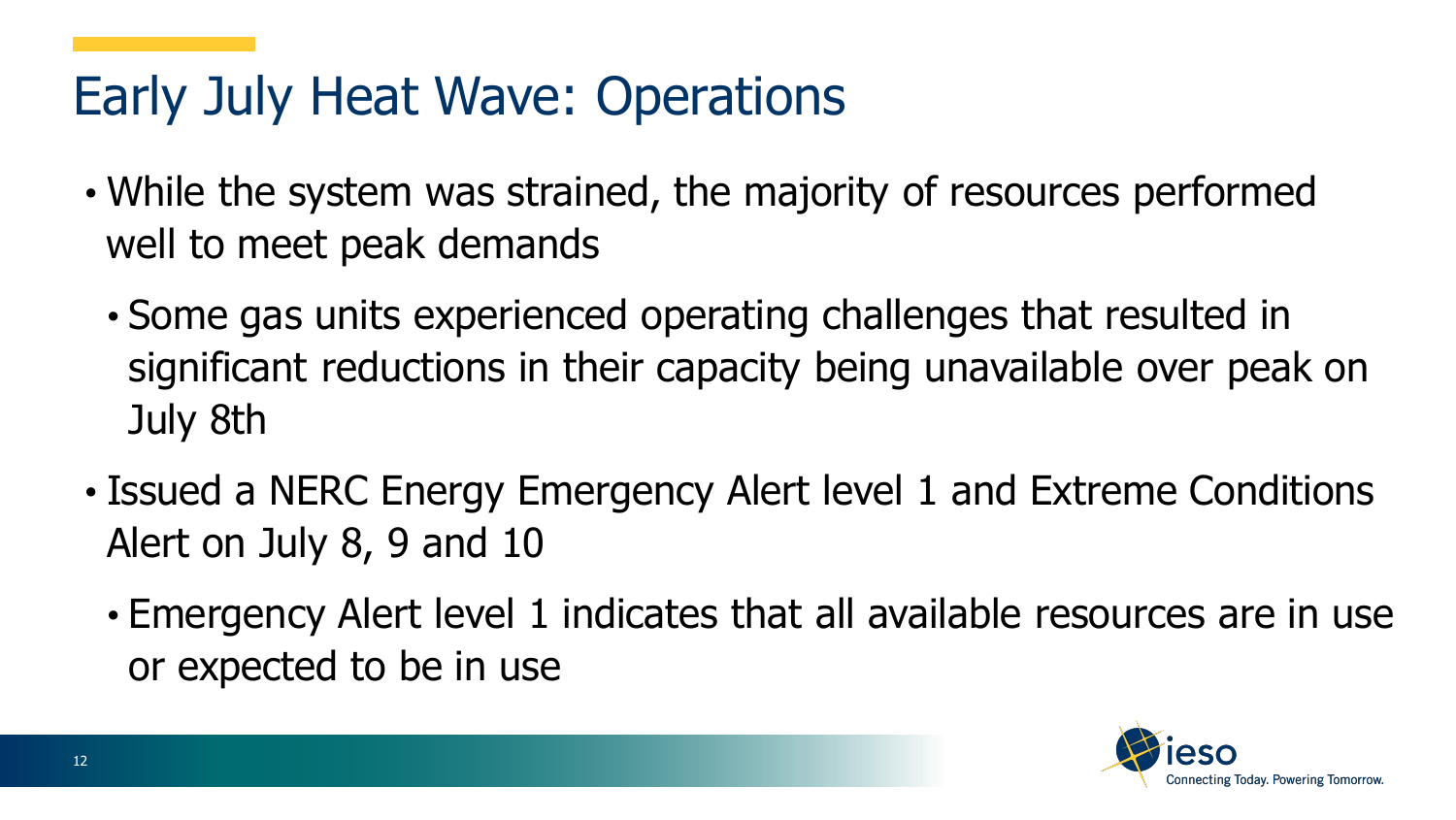# Early July Heat Wave: Operations

- While the system was strained, the majority of resources performed well to meet peak demands
  - Some gas units experienced operating challenges that resulted in significant reductions in their capacity being unavailable over peak on July 8th
- Issued a NERC Energy Emergency Alert level 1 and Extreme Conditions Alert on July 8, 9 and 10
  - Emergency Alert level 1 indicates that all available resources are in use or expected to be in use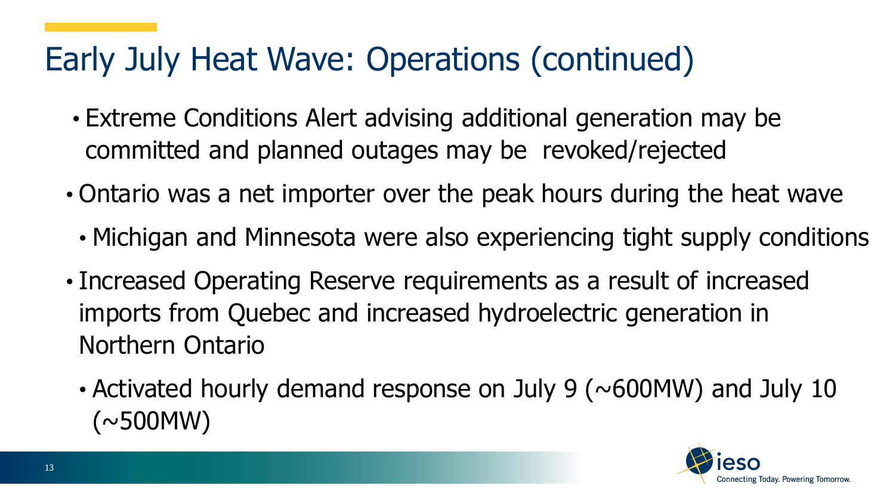# Early July Heat Wave: Operations (continued)

- Extreme Conditions Alert advising additional generation may be committed and planned outages may be revoked/rejected
- Ontario was a net importer over the peak hours during the heat wave
  - Michigan and Minnesota were also experiencing tight supply conditions
- Increased Operating Reserve requirements as a result of increased imports from Quebec and increased hydroelectric generation in Northern Ontario
  - Activated hourly demand response on July 9 (~600MW) and July 10 (~500MW)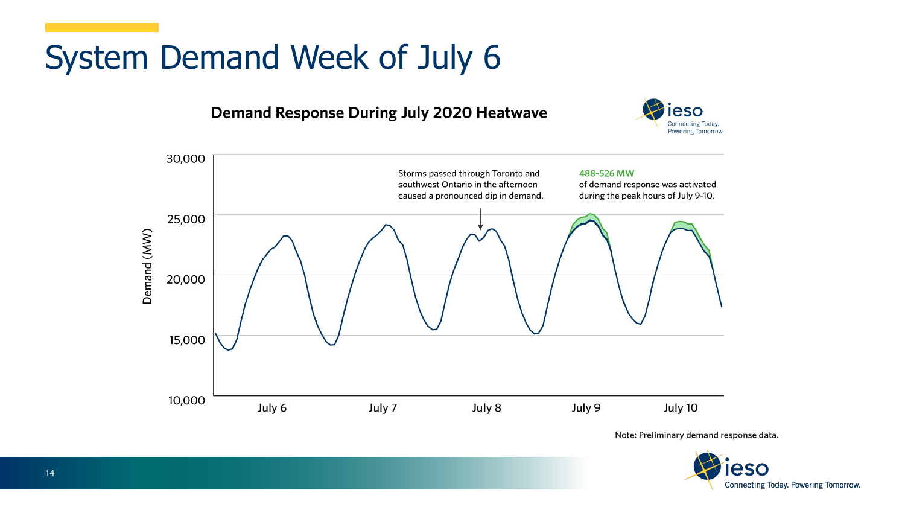# System Demand Week of July 6

**Demand Response During July 2020 Heatwave**

Demand (MW)

30,000
25,000
20,000
15,000
10,000

July 6 | July 7 | July 8 | July 9 | July 10

Storms passed through Toronto and southwest Ontario in the afternoon caused a pronounced dip in demand.

**488-526 MW** of demand response was activated during the peak hours of July 9-10.

Note: Preliminary demand response data.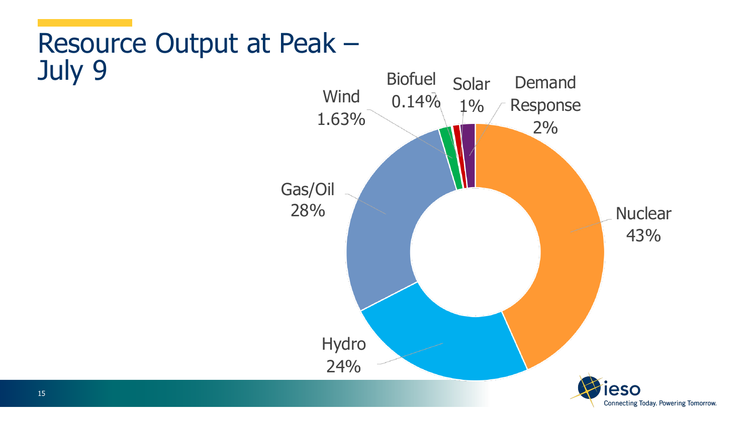# Resource Output at Peak – July 9

Biofuel
0.14%

Solar
1%

Demand
Response
2%

Wind
1.63%

Gas/Oil
28%

Nuclear
43%

Hydro
24%